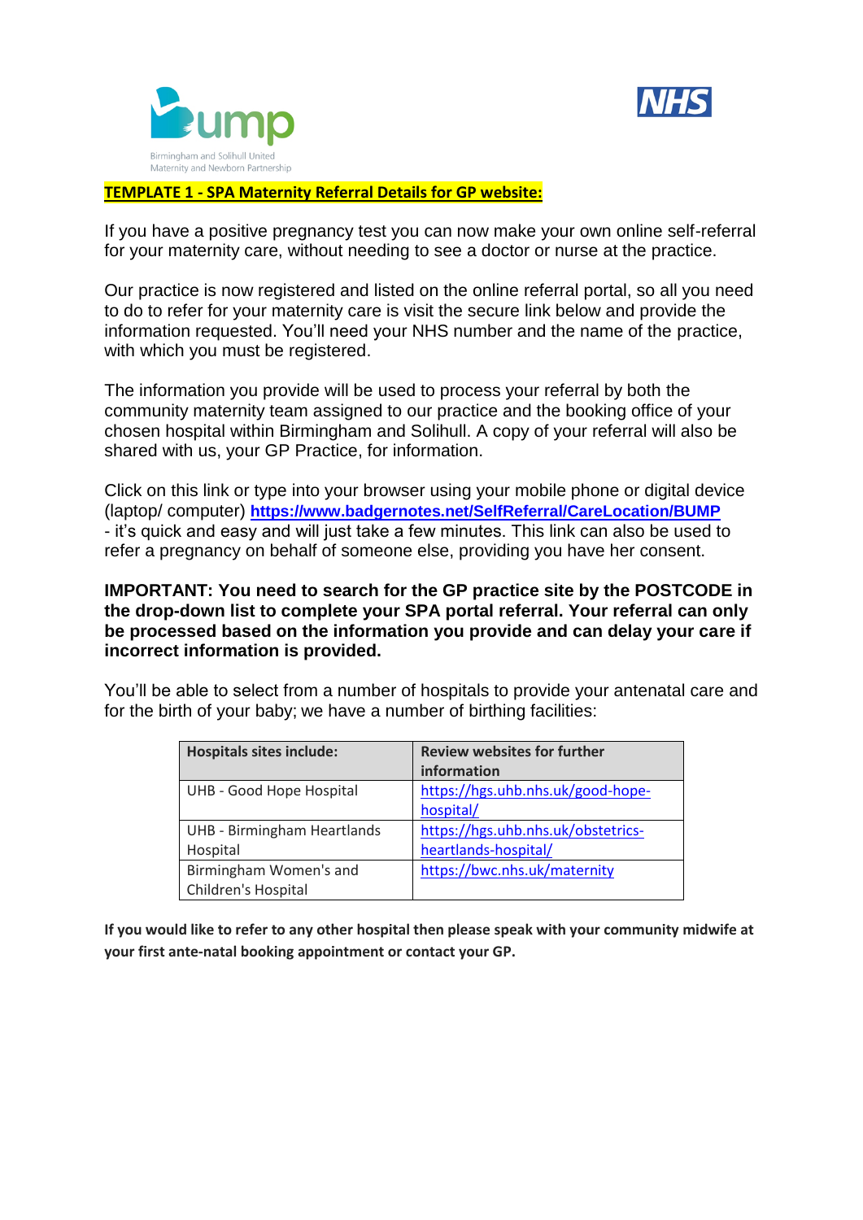Birmingham and Solihull United Maternity and Newborn Partnership

**TEMPLATE 1 - SPA Maternity Referral Details for GP website:**

If you have a positive pregnancy test you can now make your own online self-referral for your maternity care, without needing to see a doctor or nurse at the practice.

Our practice is now registered and listed on the online referral portal, so all you need to do to refer for your maternity care is visit the secure link below and provide the information requested. You'll need your NHS number and the name of the practice, with which you must be registered.

The information you provide will be used to process your referral by both the community maternity team assigned to our practice and the booking office of your chosen hospital within Birmingham and Solihull. A copy of your referral will also be shared with us, your GP Practice, for information.

Click on this link or type into your browser using your mobile phone or digital device (laptop/ computer) **https://www.badgernotes.net/SelfReferral/CareLocation/BUMP** - it's quick and easy and will just take a few minutes. This link can also be used to refer a pregnancy on behalf of someone else, providing you have her consent.

**IMPORTANT: You need to search for the GP practice site by the POSTCODE in the drop-down list to complete your SPA portal referral. Your referral can only be processed based on the information you provide and can delay your care if incorrect information is provided.**

You'll be able to select from a number of hospitals to provide your antenatal care and for the birth of your baby; we have a number of birthing facilities:

| **Hospitals sites include:** | **Review websites for further information** |
| --- | --- |
| UHB - Good Hope Hospital | https://hgs.uhb.nhs.uk/good-hope-hospital/ |
| UHB - Birmingham Heartlands Hospital | https://hgs.uhb.nhs.uk/obstetrics-heartlands-hospital/ |
| Birmingham Women's and Children's Hospital | https://bwc.nhs.uk/maternity |

**If you would like to refer to any other hospital then please speak with your community midwife at your first ante-natal booking appointment or contact your GP.**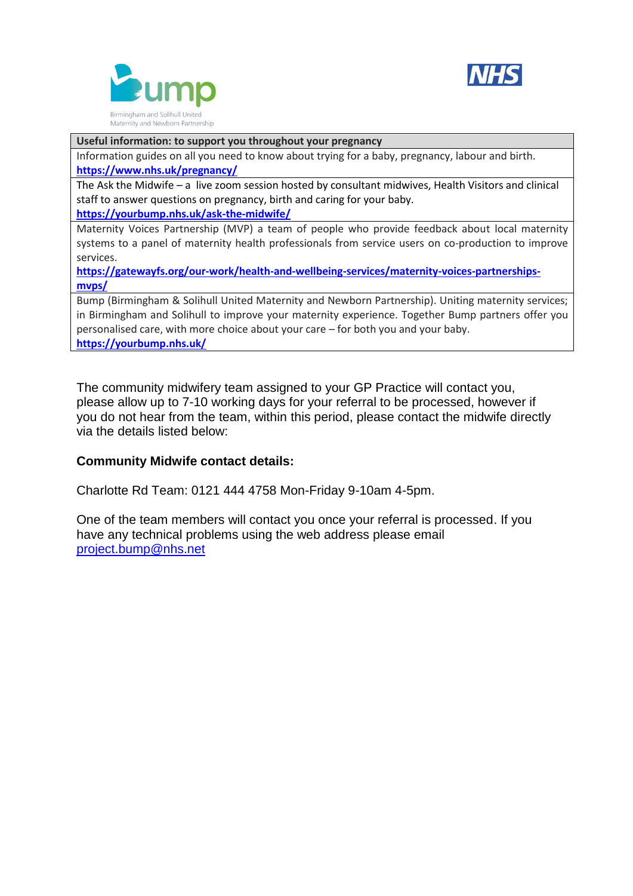Birmingham and Solihull United Maternity and Newborn Partnership

| Useful information: to support you throughout your pregnancy |
|---|
| Information guides on all you need to know about trying for a baby, pregnancy, labour and birth. **https://www.nhs.uk/pregnancy/** |
| The Ask the Midwife – a live zoom session hosted by consultant midwives, Health Visitors and clinical staff to answer questions on pregnancy, birth and caring for your baby. **https://yourbump.nhs.uk/ask-the-midwife/** |
| Maternity Voices Partnership (MVP) a team of people who provide feedback about local maternity systems to a panel of maternity health professionals from service users on co-production to improve services. **https://gatewayfs.org/our-work/health-and-wellbeing-services/maternity-voices-partnerships-mvps/** |
| Bump (Birmingham & Solihull United Maternity and Newborn Partnership). Uniting maternity services; in Birmingham and Solihull to improve your maternity experience. Together Bump partners offer you personalised care, with more choice about your care – for both you and your baby. **https://yourbump.nhs.uk/** |

The community midwifery team assigned to your GP Practice will contact you, please allow up to 7-10 working days for your referral to be processed, however if you do not hear from the team, within this period, please contact the midwife directly via the details listed below:

**Community Midwife contact details:**

Charlotte Rd Team: 0121 444 4758 Mon-Friday 9-10am 4-5pm.

One of the team members will contact you once your referral is processed. If you have any technical problems using the web address please email project.bump@nhs.net